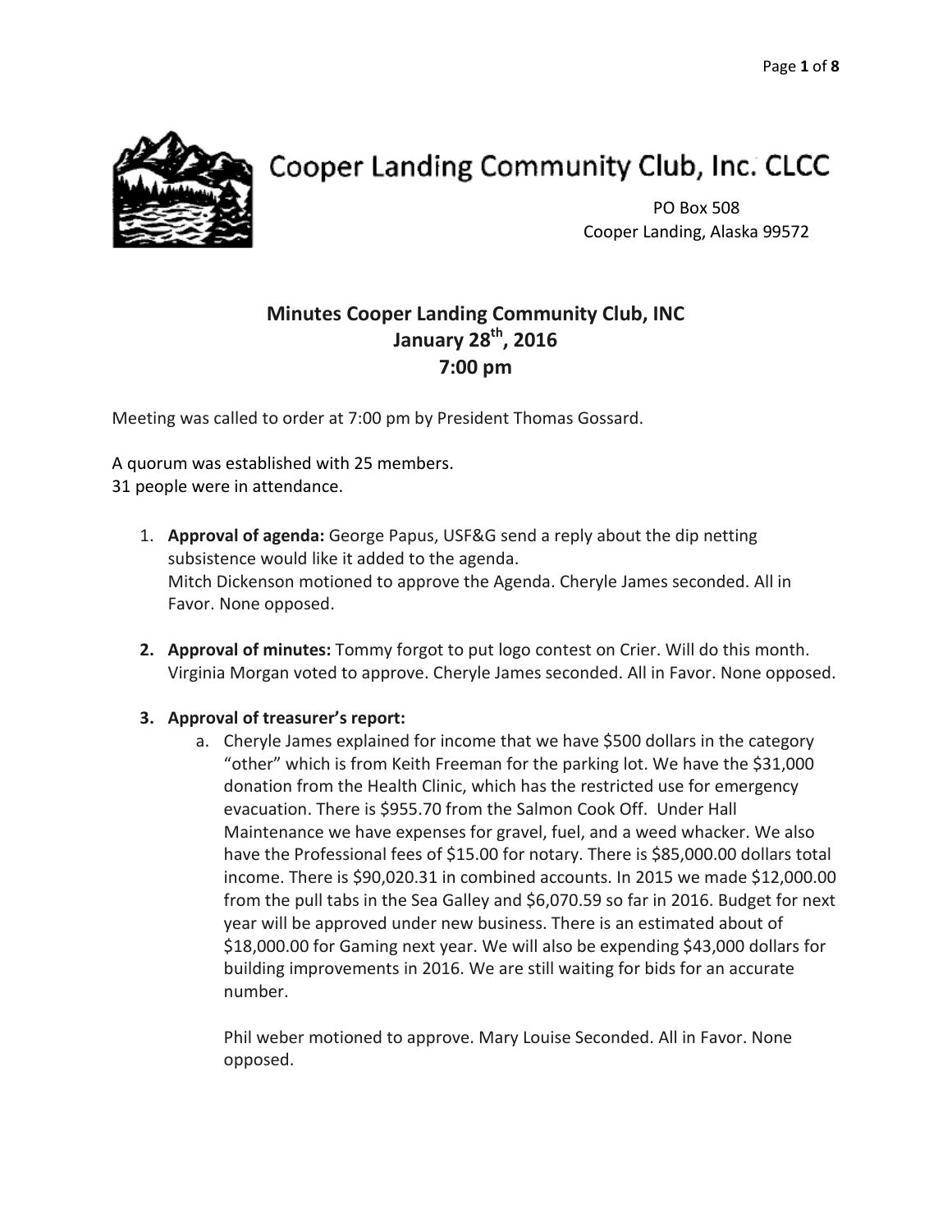# Cooper Landing Community Club, Inc. CLCC

PO Box 508
Cooper Landing, Alaska 99572

## Minutes Cooper Landing Community Club, INC
## January 28th, 2016
## 7:00 pm

Meeting was called to order at 7:00 pm by President Thomas Gossard.

A quorum was established with 25 members.
31 people were in attendance.

1. **Approval of agenda:** George Papus, USF&G send a reply about the dip netting subsistence would like it added to the agenda.
   Mitch Dickenson motioned to approve the Agenda. Cheryle James seconded. All in Favor. None opposed.

2. **Approval of minutes:** Tommy forgot to put logo contest on Crier. Will do this month. Virginia Morgan voted to approve. Cheryle James seconded. All in Favor. None opposed.

3. **Approval of treasurer's report:**
   a. Cheryle James explained for income that we have $500 dollars in the category "other" which is from Keith Freeman for the parking lot. We have the $31,000 donation from the Health Clinic, which has the restricted use for emergency evacuation. There is $955.70 from the Salmon Cook Off. Under Hall Maintenance we have expenses for gravel, fuel, and a weed whacker. We also have the Professional fees of $15.00 for notary. There is $85,000.00 dollars total income. There is $90,020.31 in combined accounts. In 2015 we made $12,000.00 from the pull tabs in the Sea Galley and $6,070.59 so far in 2016. Budget for next year will be approved under new business. There is an estimated about of $18,000.00 for Gaming next year. We will also be expending $43,000 dollars for building improvements in 2016. We are still waiting for bids for an accurate number.

      Phil weber motioned to approve. Mary Louise Seconded. All in Favor. None opposed.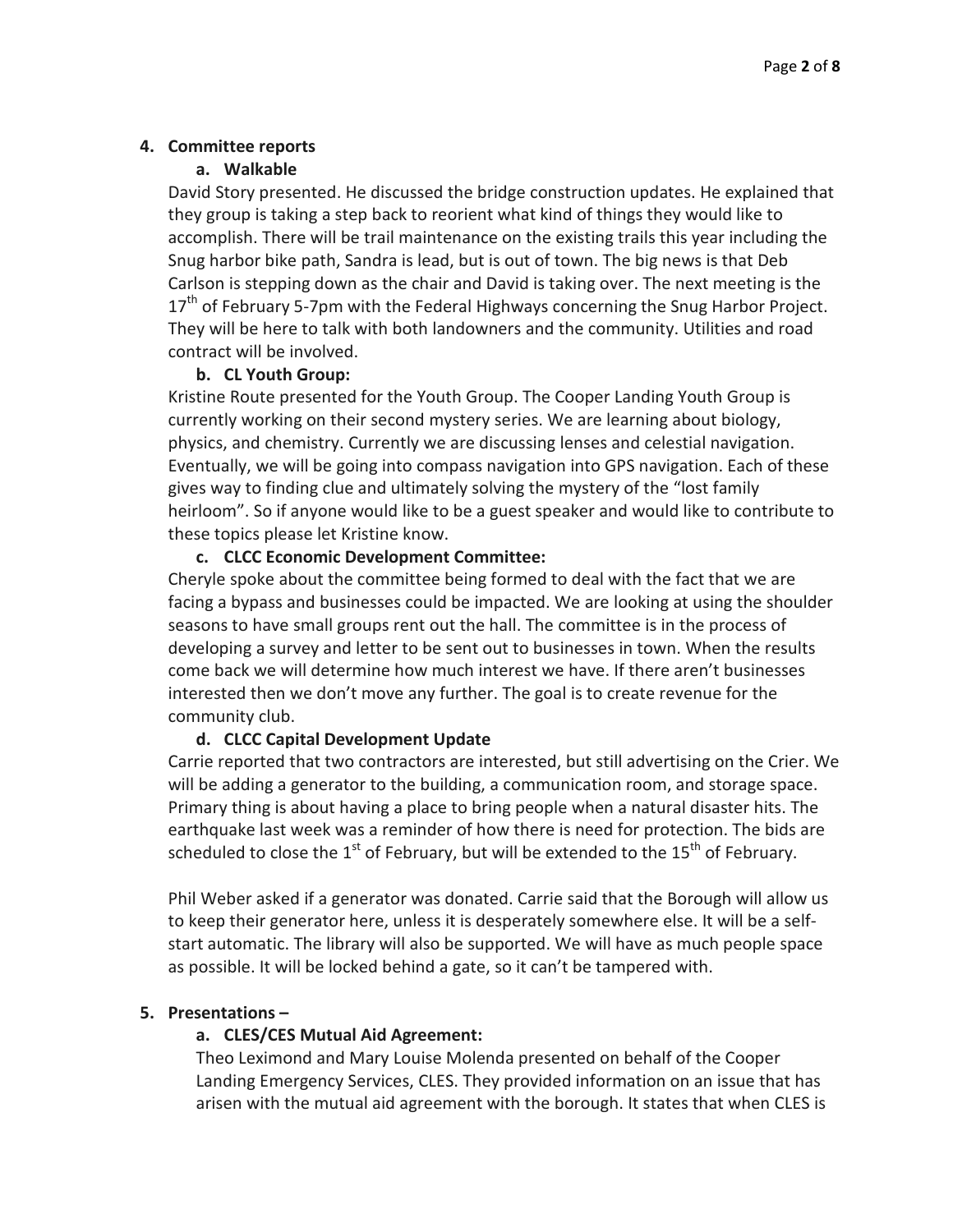## 4. Committee reports

### a. Walkable

David Story presented. He discussed the bridge construction updates. He explained that they group is taking a step back to reorient what kind of things they would like to accomplish. There will be trail maintenance on the existing trails this year including the Snug harbor bike path, Sandra is lead, but is out of town. The big news is that Deb Carlson is stepping down as the chair and David is taking over. The next meeting is the 17th of February 5-7pm with the Federal Highways concerning the Snug Harbor Project. They will be here to talk with both landowners and the community. Utilities and road contract will be involved.

### b. CL Youth Group:

Kristine Route presented for the Youth Group. The Cooper Landing Youth Group is currently working on their second mystery series. We are learning about biology, physics, and chemistry. Currently we are discussing lenses and celestial navigation. Eventually, we will be going into compass navigation into GPS navigation. Each of these gives way to finding clue and ultimately solving the mystery of the "lost family heirloom". So if anyone would like to be a guest speaker and would like to contribute to these topics please let Kristine know.

### c. CLCC Economic Development Committee:

Cheryle spoke about the committee being formed to deal with the fact that we are facing a bypass and businesses could be impacted. We are looking at using the shoulder seasons to have small groups rent out the hall. The committee is in the process of developing a survey and letter to be sent out to businesses in town. When the results come back we will determine how much interest we have. If there aren't businesses interested then we don't move any further. The goal is to create revenue for the community club.

### d. CLCC Capital Development Update

Carrie reported that two contractors are interested, but still advertising on the Crier. We will be adding a generator to the building, a communication room, and storage space. Primary thing is about having a place to bring people when a natural disaster hits. The earthquake last week was a reminder of how there is need for protection. The bids are scheduled to close the 1st of February, but will be extended to the 15th of February.

Phil Weber asked if a generator was donated. Carrie said that the Borough will allow us to keep their generator here, unless it is desperately somewhere else. It will be a self-start automatic. The library will also be supported. We will have as much people space as possible. It will be locked behind a gate, so it can't be tampered with.

## 5. Presentations –

### a. CLES/CES Mutual Aid Agreement:

Theo Leximond and Mary Louise Molenda presented on behalf of the Cooper Landing Emergency Services, CLES. They provided information on an issue that has arisen with the mutual aid agreement with the borough. It states that when CLES is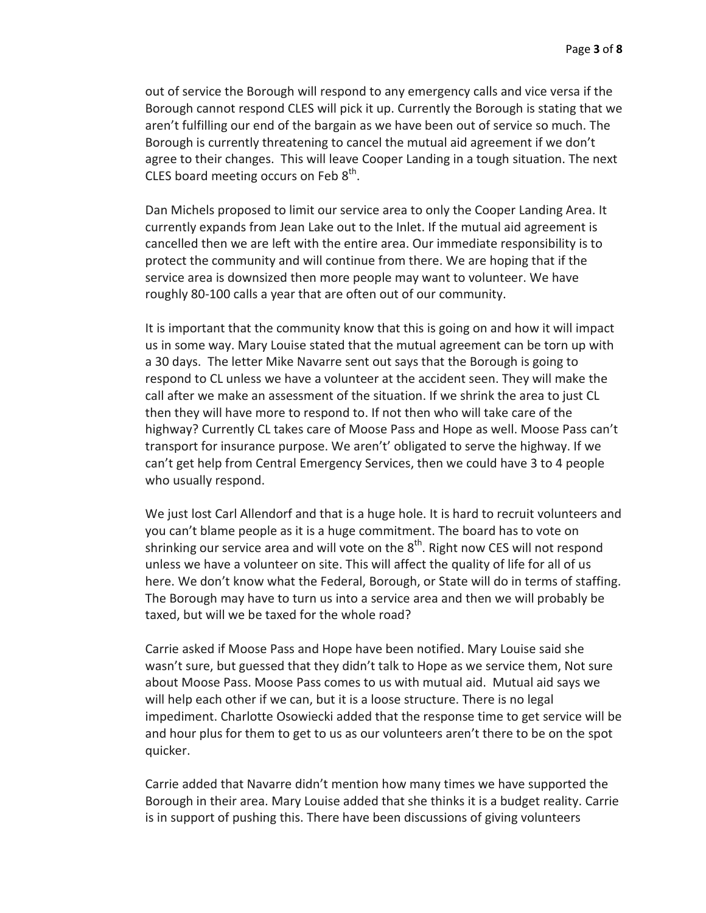out of service the Borough will respond to any emergency calls and vice versa if the Borough cannot respond CLES will pick it up. Currently the Borough is stating that we aren't fulfilling our end of the bargain as we have been out of service so much. The Borough is currently threatening to cancel the mutual aid agreement if we don't agree to their changes. This will leave Cooper Landing in a tough situation. The next CLES board meeting occurs on Feb 8th.

Dan Michels proposed to limit our service area to only the Cooper Landing Area. It currently expands from Jean Lake out to the Inlet. If the mutual aid agreement is cancelled then we are left with the entire area. Our immediate responsibility is to protect the community and will continue from there. We are hoping that if the service area is downsized then more people may want to volunteer. We have roughly 80-100 calls a year that are often out of our community.

It is important that the community know that this is going on and how it will impact us in some way. Mary Louise stated that the mutual agreement can be torn up with a 30 days. The letter Mike Navarre sent out says that the Borough is going to respond to CL unless we have a volunteer at the accident seen. They will make the call after we make an assessment of the situation. If we shrink the area to just CL then they will have more to respond to. If not then who will take care of the highway? Currently CL takes care of Moose Pass and Hope as well. Moose Pass can't transport for insurance purpose. We aren't' obligated to serve the highway. If we can't get help from Central Emergency Services, then we could have 3 to 4 people who usually respond.

We just lost Carl Allendorf and that is a huge hole. It is hard to recruit volunteers and you can't blame people as it is a huge commitment. The board has to vote on shrinking our service area and will vote on the 8th. Right now CES will not respond unless we have a volunteer on site. This will affect the quality of life for all of us here. We don't know what the Federal, Borough, or State will do in terms of staffing. The Borough may have to turn us into a service area and then we will probably be taxed, but will we be taxed for the whole road?

Carrie asked if Moose Pass and Hope have been notified. Mary Louise said she wasn't sure, but guessed that they didn't talk to Hope as we service them, Not sure about Moose Pass. Moose Pass comes to us with mutual aid. Mutual aid says we will help each other if we can, but it is a loose structure. There is no legal impediment. Charlotte Osowiecki added that the response time to get service will be and hour plus for them to get to us as our volunteers aren't there to be on the spot quicker.

Carrie added that Navarre didn't mention how many times we have supported the Borough in their area. Mary Louise added that she thinks it is a budget reality. Carrie is in support of pushing this. There have been discussions of giving volunteers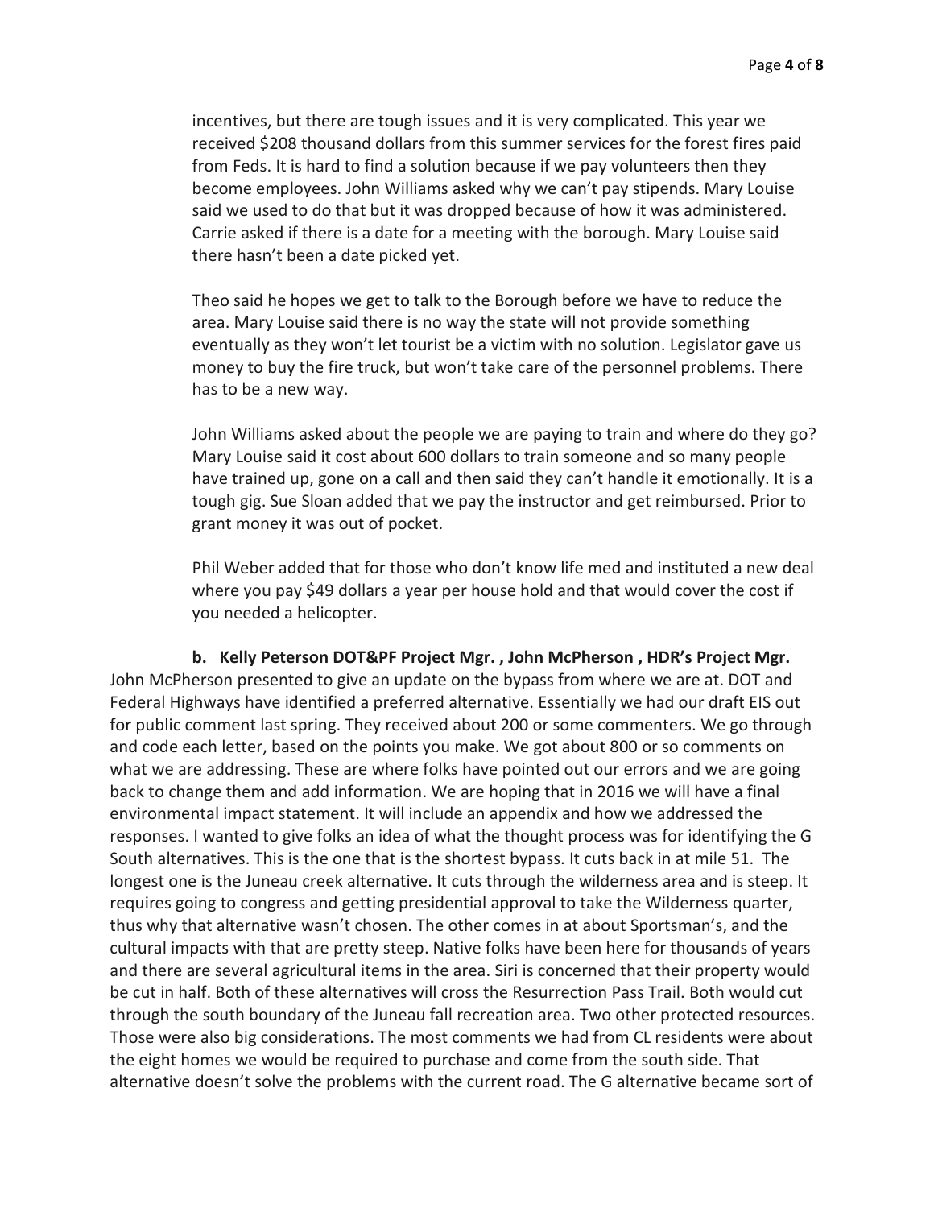incentives, but there are tough issues and it is very complicated. This year we received $208 thousand dollars from this summer services for the forest fires paid from Feds. It is hard to find a solution because if we pay volunteers then they become employees. John Williams asked why we can't pay stipends. Mary Louise said we used to do that but it was dropped because of how it was administered. Carrie asked if there is a date for a meeting with the borough. Mary Louise said there hasn't been a date picked yet.

Theo said he hopes we get to talk to the Borough before we have to reduce the area. Mary Louise said there is no way the state will not provide something eventually as they won't let tourist be a victim with no solution. Legislator gave us money to buy the fire truck, but won't take care of the personnel problems. There has to be a new way.

John Williams asked about the people we are paying to train and where do they go? Mary Louise said it cost about 600 dollars to train someone and so many people have trained up, gone on a call and then said they can't handle it emotionally. It is a tough gig. Sue Sloan added that we pay the instructor and get reimbursed. Prior to grant money it was out of pocket.

Phil Weber added that for those who don't know life med and instituted a new deal where you pay $49 dollars a year per house hold and that would cover the cost if you needed a helicopter.

**b. Kelly Peterson DOT&PF Project Mgr. , John McPherson , HDR's Project Mgr.**

John McPherson presented to give an update on the bypass from where we are at. DOT and Federal Highways have identified a preferred alternative. Essentially we had our draft EIS out for public comment last spring. They received about 200 or some commenters. We go through and code each letter, based on the points you make. We got about 800 or so comments on what we are addressing. These are where folks have pointed out our errors and we are going back to change them and add information. We are hoping that in 2016 we will have a final environmental impact statement. It will include an appendix and how we addressed the responses. I wanted to give folks an idea of what the thought process was for identifying the G South alternatives. This is the one that is the shortest bypass. It cuts back in at mile 51. The longest one is the Juneau creek alternative. It cuts through the wilderness area and is steep. It requires going to congress and getting presidential approval to take the Wilderness quarter, thus why that alternative wasn't chosen. The other comes in at about Sportsman's, and the cultural impacts with that are pretty steep. Native folks have been here for thousands of years and there are several agricultural items in the area. Siri is concerned that their property would be cut in half. Both of these alternatives will cross the Resurrection Pass Trail. Both would cut through the south boundary of the Juneau fall recreation area. Two other protected resources. Those were also big considerations. The most comments we had from CL residents were about the eight homes we would be required to purchase and come from the south side. That alternative doesn't solve the problems with the current road. The G alternative became sort of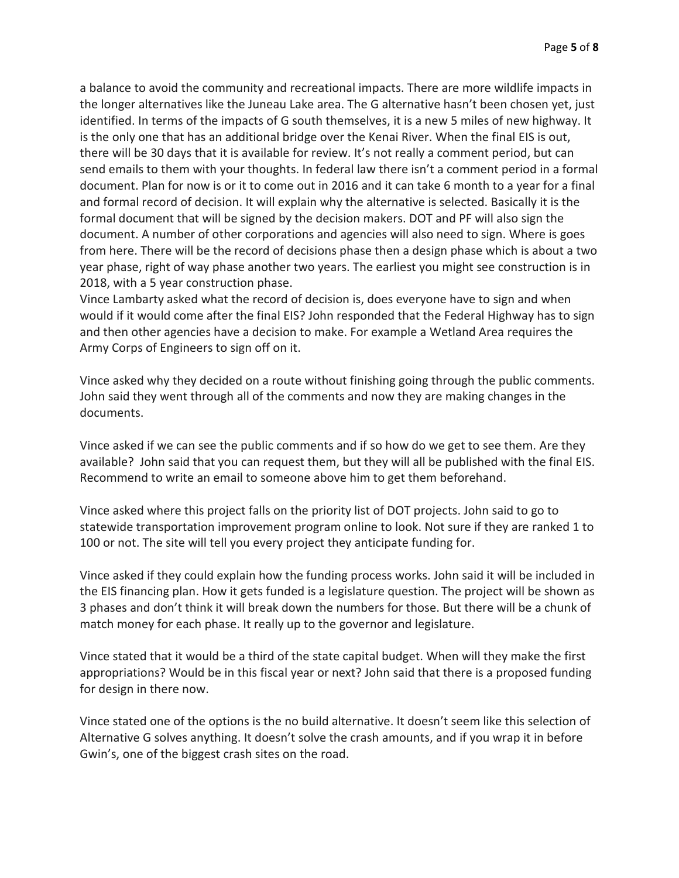a balance to avoid the community and recreational impacts. There are more wildlife impacts in the longer alternatives like the Juneau Lake area. The G alternative hasn't been chosen yet, just identified. In terms of the impacts of G south themselves, it is a new 5 miles of new highway. It is the only one that has an additional bridge over the Kenai River. When the final EIS is out, there will be 30 days that it is available for review. It's not really a comment period, but can send emails to them with your thoughts. In federal law there isn't a comment period in a formal document. Plan for now is or it to come out in 2016 and it can take 6 month to a year for a final and formal record of decision. It will explain why the alternative is selected. Basically it is the formal document that will be signed by the decision makers. DOT and PF will also sign the document. A number of other corporations and agencies will also need to sign. Where is goes from here. There will be the record of decisions phase then a design phase which is about a two year phase, right of way phase another two years. The earliest you might see construction is in 2018, with a 5 year construction phase.
Vince Lambarty asked what the record of decision is, does everyone have to sign and when would if it would come after the final EIS? John responded that the Federal Highway has to sign and then other agencies have a decision to make. For example a Wetland Area requires the Army Corps of Engineers to sign off on it.

Vince asked why they decided on a route without finishing going through the public comments. John said they went through all of the comments and now they are making changes in the documents.

Vince asked if we can see the public comments and if so how do we get to see them. Are they available? John said that you can request them, but they will all be published with the final EIS. Recommend to write an email to someone above him to get them beforehand.

Vince asked where this project falls on the priority list of DOT projects. John said to go to statewide transportation improvement program online to look. Not sure if they are ranked 1 to 100 or not. The site will tell you every project they anticipate funding for.

Vince asked if they could explain how the funding process works. John said it will be included in the EIS financing plan. How it gets funded is a legislature question. The project will be shown as 3 phases and don't think it will break down the numbers for those. But there will be a chunk of match money for each phase. It really up to the governor and legislature.

Vince stated that it would be a third of the state capital budget. When will they make the first appropriations? Would be in this fiscal year or next? John said that there is a proposed funding for design in there now.

Vince stated one of the options is the no build alternative. It doesn't seem like this selection of Alternative G solves anything. It doesn't solve the crash amounts, and if you wrap it in before Gwin's, one of the biggest crash sites on the road.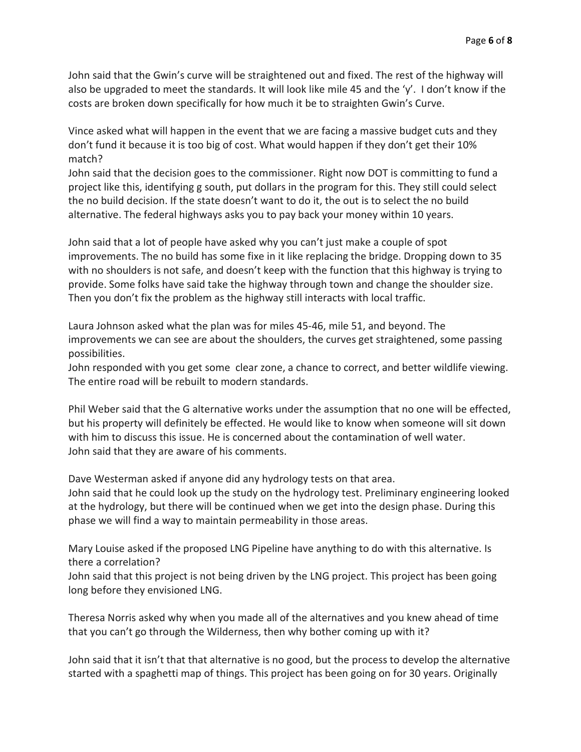John said that the Gwin's curve will be straightened out and fixed. The rest of the highway will also be upgraded to meet the standards. It will look like mile 45 and the 'y'. I don't know if the costs are broken down specifically for how much it be to straighten Gwin's Curve.

Vince asked what will happen in the event that we are facing a massive budget cuts and they don't fund it because it is too big of cost. What would happen if they don't get their 10% match?
John said that the decision goes to the commissioner. Right now DOT is committing to fund a project like this, identifying g south, put dollars in the program for this. They still could select the no build decision. If the state doesn't want to do it, the out is to select the no build alternative. The federal highways asks you to pay back your money within 10 years.

John said that a lot of people have asked why you can't just make a couple of spot improvements. The no build has some fixe in it like replacing the bridge. Dropping down to 35 with no shoulders is not safe, and doesn't keep with the function that this highway is trying to provide. Some folks have said take the highway through town and change the shoulder size. Then you don't fix the problem as the highway still interacts with local traffic.

Laura Johnson asked what the plan was for miles 45-46, mile 51, and beyond. The improvements we can see are about the shoulders, the curves get straightened, some passing possibilities.
John responded with you get some clear zone, a chance to correct, and better wildlife viewing. The entire road will be rebuilt to modern standards.

Phil Weber said that the G alternative works under the assumption that no one will be effected, but his property will definitely be effected. He would like to know when someone will sit down with him to discuss this issue. He is concerned about the contamination of well water.
John said that they are aware of his comments.

Dave Westerman asked if anyone did any hydrology tests on that area.
John said that he could look up the study on the hydrology test. Preliminary engineering looked at the hydrology, but there will be continued when we get into the design phase. During this phase we will find a way to maintain permeability in those areas.

Mary Louise asked if the proposed LNG Pipeline have anything to do with this alternative. Is there a correlation?
John said that this project is not being driven by the LNG project. This project has been going long before they envisioned LNG.

Theresa Norris asked why when you made all of the alternatives and you knew ahead of time that you can't go through the Wilderness, then why bother coming up with it?

John said that it isn't that that alternative is no good, but the process to develop the alternative started with a spaghetti map of things. This project has been going on for 30 years. Originally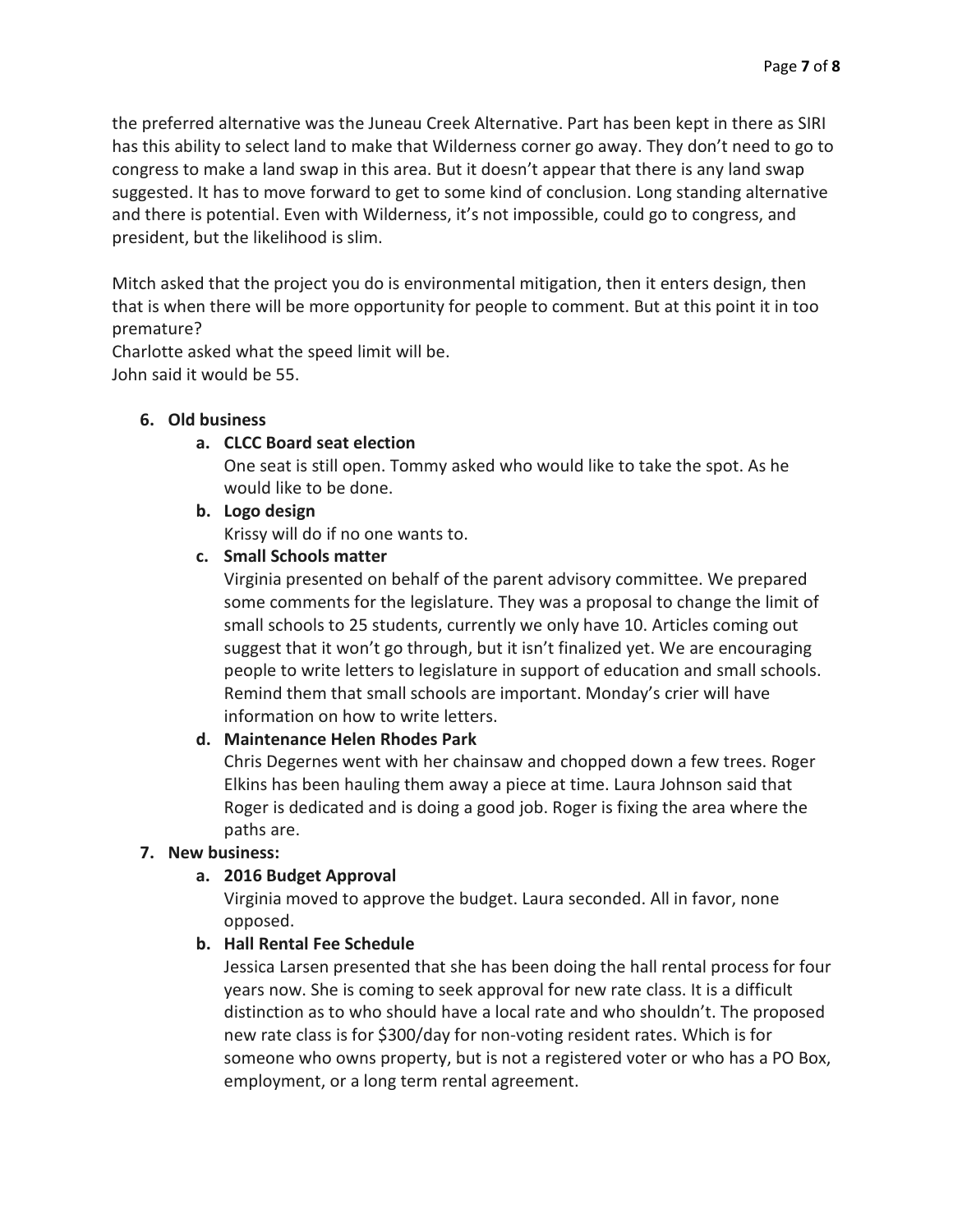the preferred alternative was the Juneau Creek Alternative. Part has been kept in there as SIRI has this ability to select land to make that Wilderness corner go away. They don't need to go to congress to make a land swap in this area. But it doesn't appear that there is any land swap suggested. It has to move forward to get to some kind of conclusion. Long standing alternative and there is potential. Even with Wilderness, it's not impossible, could go to congress, and president, but the likelihood is slim.

Mitch asked that the project you do is environmental mitigation, then it enters design, then that is when there will be more opportunity for people to comment. But at this point it in too premature?
Charlotte asked what the speed limit will be.
John said it would be 55.

6. **Old business**
   a. **CLCC Board seat election**
      One seat is still open. Tommy asked who would like to take the spot. As he would like to be done.
   b. **Logo design**
      Krissy will do if no one wants to.
   c. **Small Schools matter**
      Virginia presented on behalf of the parent advisory committee. We prepared some comments for the legislature. They was a proposal to change the limit of small schools to 25 students, currently we only have 10. Articles coming out suggest that it won't go through, but it isn't finalized yet. We are encouraging people to write letters to legislature in support of education and small schools. Remind them that small schools are important. Monday's crier will have information on how to write letters.
   d. **Maintenance Helen Rhodes Park**
      Chris Degernes went with her chainsaw and chopped down a few trees. Roger Elkins has been hauling them away a piece at time. Laura Johnson said that Roger is dedicated and is doing a good job. Roger is fixing the area where the paths are.
7. **New business:**
   a. **2016 Budget Approval**
      Virginia moved to approve the budget. Laura seconded. All in favor, none opposed.
   b. **Hall Rental Fee Schedule**
      Jessica Larsen presented that she has been doing the hall rental process for four years now. She is coming to seek approval for new rate class. It is a difficult distinction as to who should have a local rate and who shouldn't. The proposed new rate class is for $300/day for non-voting resident rates. Which is for someone who owns property, but is not a registered voter or who has a PO Box, employment, or a long term rental agreement.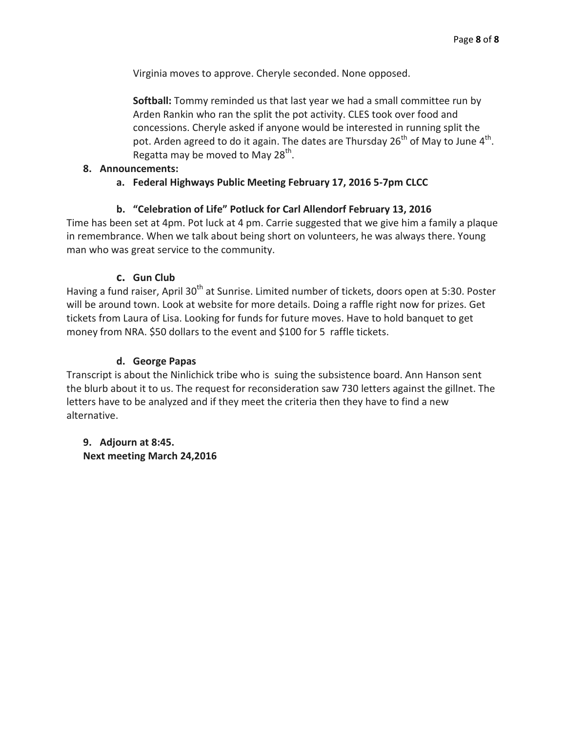Virginia moves to approve. Cheryle seconded. None opposed.

**Softball:** Tommy reminded us that last year we had a small committee run by Arden Rankin who ran the split the pot activity. CLES took over food and concessions. Cheryle asked if anyone would be interested in running split the pot. Arden agreed to do it again. The dates are Thursday 26th of May to June 4th. Regatta may be moved to May 28th.

**8. Announcements:**

**a. Federal Highways Public Meeting February 17, 2016 5-7pm CLCC**

**b. "Celebration of Life" Potluck for Carl Allendorf February 13, 2016**

Time has been set at 4pm. Pot luck at 4 pm. Carrie suggested that we give him a family a plaque in remembrance. When we talk about being short on volunteers, he was always there. Young man who was great service to the community.

**c. Gun Club**

Having a fund raiser, April 30th at Sunrise. Limited number of tickets, doors open at 5:30. Poster will be around town. Look at website for more details. Doing a raffle right now for prizes. Get tickets from Laura of Lisa. Looking for funds for future moves. Have to hold banquet to get money from NRA. $50 dollars to the event and $100 for 5 raffle tickets.

**d. George Papas**

Transcript is about the Ninlichick tribe who is suing the subsistence board. Ann Hanson sent the blurb about it to us. The request for reconsideration saw 730 letters against the gillnet. The letters have to be analyzed and if they meet the criteria then they have to find a new alternative.

**9. Adjourn at 8:45.**
**Next meeting March 24,2016**